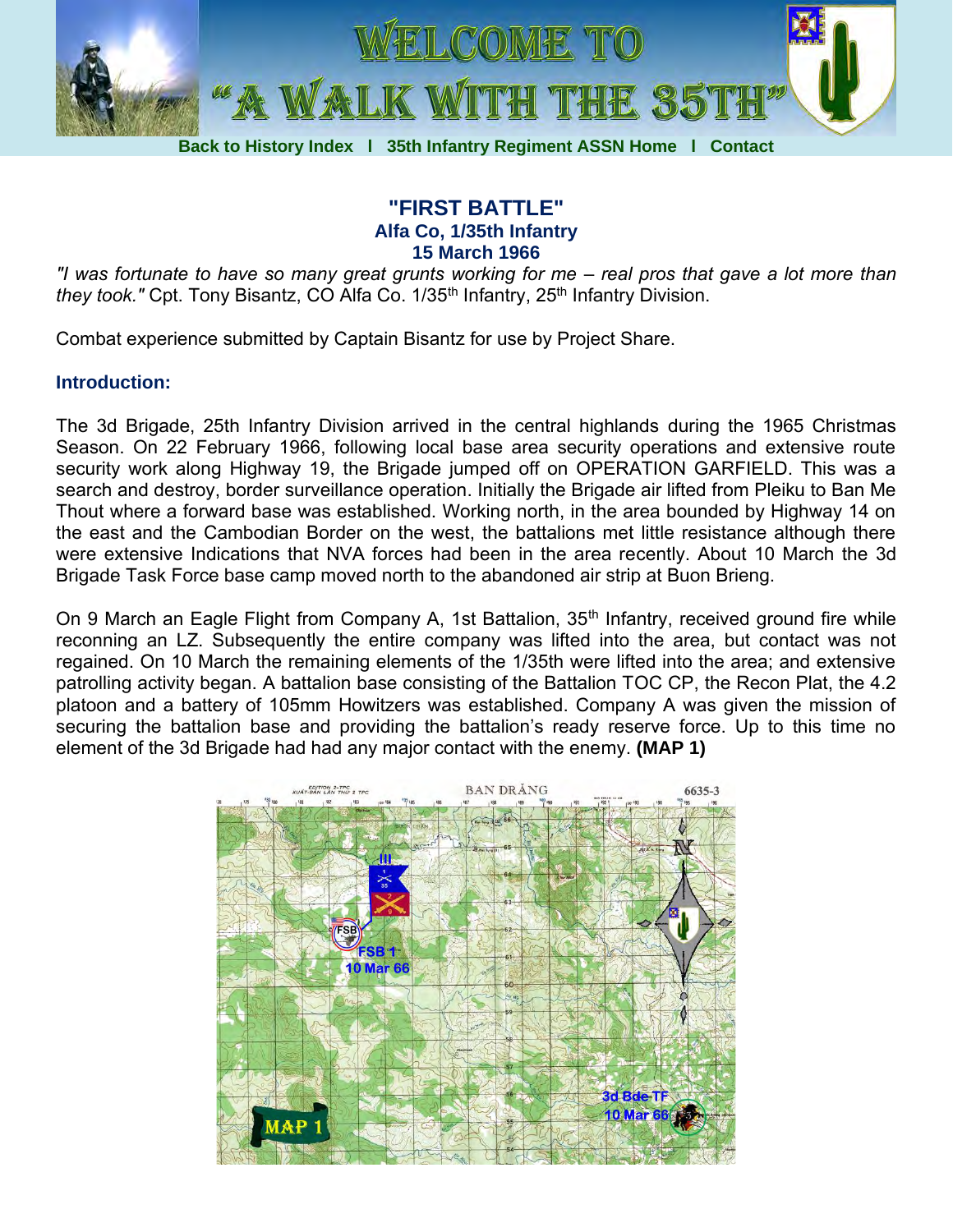# WELCOME TO "A WALK WITH THE 35TH"

Back to History Index | 35th Infantry Regiment ASSN Home | Contact

## "FIRST BATTLE"
### Alfa Co, 1/35th Infantry
### 15 March 1966

*"I was fortunate to have so many great grunts working for me – real pros that gave a lot more than they took."* Cpt. Tony Bisantz, CO Alfa Co. 1/35th Infantry, 25th Infantry Division.

Combat experience submitted by Captain Bisantz for use by Project Share.

### Introduction:

The 3d Brigade, 25th Infantry Division arrived in the central highlands during the 1965 Christmas Season. On 22 February 1966, following local base area security operations and extensive route security work along Highway 19, the Brigade jumped off on OPERATION GARFIELD. This was a search and destroy, border surveillance operation. Initially the Brigade air lifted from Pleiku to Ban Me Thout where a forward base was established. Working north, in the area bounded by Highway 14 on the east and the Cambodian Border on the west, the battalions met little resistance although there were extensive Indications that NVA forces had been in the area recently. About 10 March the 3d Brigade Task Force base camp moved north to the abandoned air strip at Buon Brieng.

On 9 March an Eagle Flight from Company A, 1st Battalion, 35th Infantry, received ground fire while reconning an LZ. Subsequently the entire company was lifted into the area, but contact was not regained. On 10 March the remaining elements of the 1/35th were lifted into the area; and extensive patrolling activity began. A battalion base consisting of the Battalion TOC CP, the Recon Plat, the 4.2 platoon and a battery of 105mm Howitzers was established. Company A was given the mission of securing the battalion base and providing the battalion's ready reserve force. Up to this time no element of the 3d Brigade had had any major contact with the enemy. **(MAP 1)**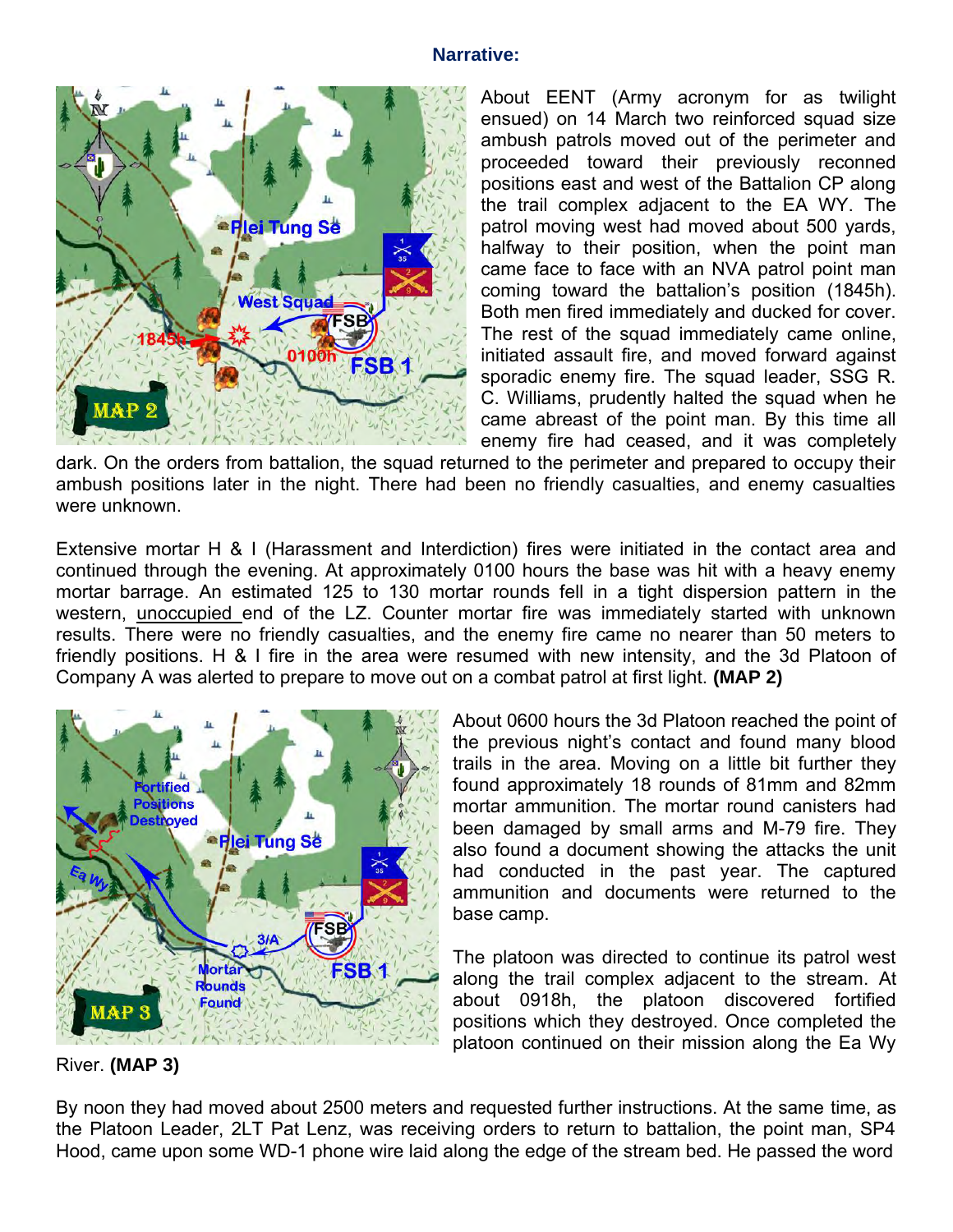**Narrative:**

About EENT (Army acronym for as twilight ensued) on 14 March two reinforced squad size ambush patrols moved out of the perimeter and proceeded toward their previously reconned positions east and west of the Battalion CP along the trail complex adjacent to the EA WY. The patrol moving west had moved about 500 yards, halfway to their position, when the point man came face to face with an NVA patrol point man coming toward the battalion's position (1845h). Both men fired immediately and ducked for cover. The rest of the squad immediately came online, initiated assault fire, and moved forward against sporadic enemy fire. The squad leader, SSG R. C. Williams, prudently halted the squad when he came abreast of the point man. By this time all enemy fire had ceased, and it was completely dark. On the orders from battalion, the squad returned to the perimeter and prepared to occupy their ambush positions later in the night. There had been no friendly casualties, and enemy casualties were unknown.

Extensive mortar H & I (Harassment and Interdiction) fires were initiated in the contact area and continued through the evening. At approximately 0100 hours the base was hit with a heavy enemy mortar barrage. An estimated 125 to 130 mortar rounds fell in a tight dispersion pattern in the western, unoccupied end of the LZ. Counter mortar fire was immediately started with unknown results. There were no friendly casualties, and the enemy fire came no nearer than 50 meters to friendly positions. H & I fire in the area were resumed with new intensity, and the 3d Platoon of Company A was alerted to prepare to move out on a combat patrol at first light. **(MAP 2)**

About 0600 hours the 3d Platoon reached the point of the previous night's contact and found many blood trails in the area. Moving on a little bit further they found approximately 18 rounds of 81mm and 82mm mortar ammunition. The mortar round canisters had been damaged by small arms and M-79 fire. They also found a document showing the attacks the unit had conducted in the past year. The captured ammunition and documents were returned to the base camp.

The platoon was directed to continue its patrol west along the trail complex adjacent to the stream. At about 0918h, the platoon discovered fortified positions which they destroyed. Once completed the platoon continued on their mission along the Ea Wy River. **(MAP 3)**

By noon they had moved about 2500 meters and requested further instructions. At the same time, as the Platoon Leader, 2LT Pat Lenz, was receiving orders to return to battalion, the point man, SP4 Hood, came upon some WD-1 phone wire laid along the edge of the stream bed. He passed the word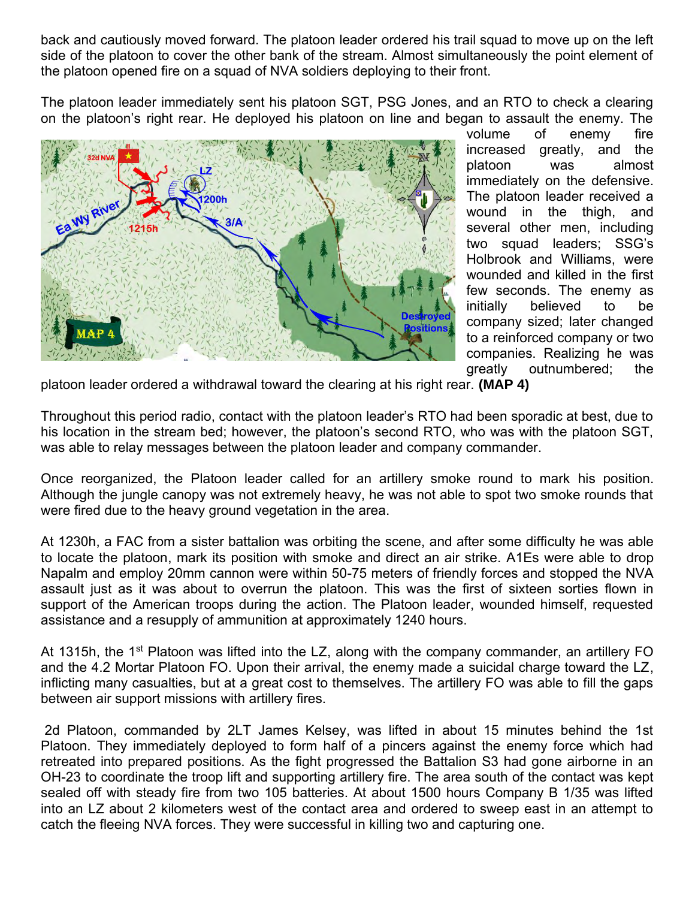back and cautiously moved forward. The platoon leader ordered his trail squad to move up on the left side of the platoon to cover the other bank of the stream. Almost simultaneously the point element of the platoon opened fire on a squad of NVA soldiers deploying to their front.

The platoon leader immediately sent his platoon SGT, PSG Jones, and an RTO to check a clearing on the platoon's right rear. He deployed his platoon on line and began to assault the enemy. The volume of enemy fire increased greatly, and the platoon was almost immediately on the defensive. The platoon leader received a wound in the thigh, and several other men, including two squad leaders; SSG's Holbrook and Williams, were wounded and killed in the first few seconds. The enemy as initially believed to be company sized; later changed to a reinforced company or two companies. Realizing he was greatly outnumbered; the platoon leader ordered a withdrawal toward the clearing at his right rear. **(MAP 4)**

Throughout this period radio, contact with the platoon leader's RTO had been sporadic at best, due to his location in the stream bed; however, the platoon's second RTO, who was with the platoon SGT, was able to relay messages between the platoon leader and company commander.

Once reorganized, the Platoon leader called for an artillery smoke round to mark his position. Although the jungle canopy was not extremely heavy, he was not able to spot two smoke rounds that were fired due to the heavy ground vegetation in the area.

At 1230h, a FAC from a sister battalion was orbiting the scene, and after some difficulty he was able to locate the platoon, mark its position with smoke and direct an air strike. A1Es were able to drop Napalm and employ 20mm cannon were within 50-75 meters of friendly forces and stopped the NVA assault just as it was about to overrun the platoon. This was the first of sixteen sorties flown in support of the American troops during the action. The Platoon leader, wounded himself, requested assistance and a resupply of ammunition at approximately 1240 hours.

At 1315h, the 1st Platoon was lifted into the LZ, along with the company commander, an artillery FO and the 4.2 Mortar Platoon FO. Upon their arrival, the enemy made a suicidal charge toward the LZ, inflicting many casualties, but at a great cost to themselves. The artillery FO was able to fill the gaps between air support missions with artillery fires.

2d Platoon, commanded by 2LT James Kelsey, was lifted in about 15 minutes behind the 1st Platoon. They immediately deployed to form half of a pincers against the enemy force which had retreated into prepared positions. As the fight progressed the Battalion S3 had gone airborne in an OH-23 to coordinate the troop lift and supporting artillery fire. The area south of the contact was kept sealed off with steady fire from two 105 batteries. At about 1500 hours Company B 1/35 was lifted into an LZ about 2 kilometers west of the contact area and ordered to sweep east in an attempt to catch the fleeing NVA forces. They were successful in killing two and capturing one.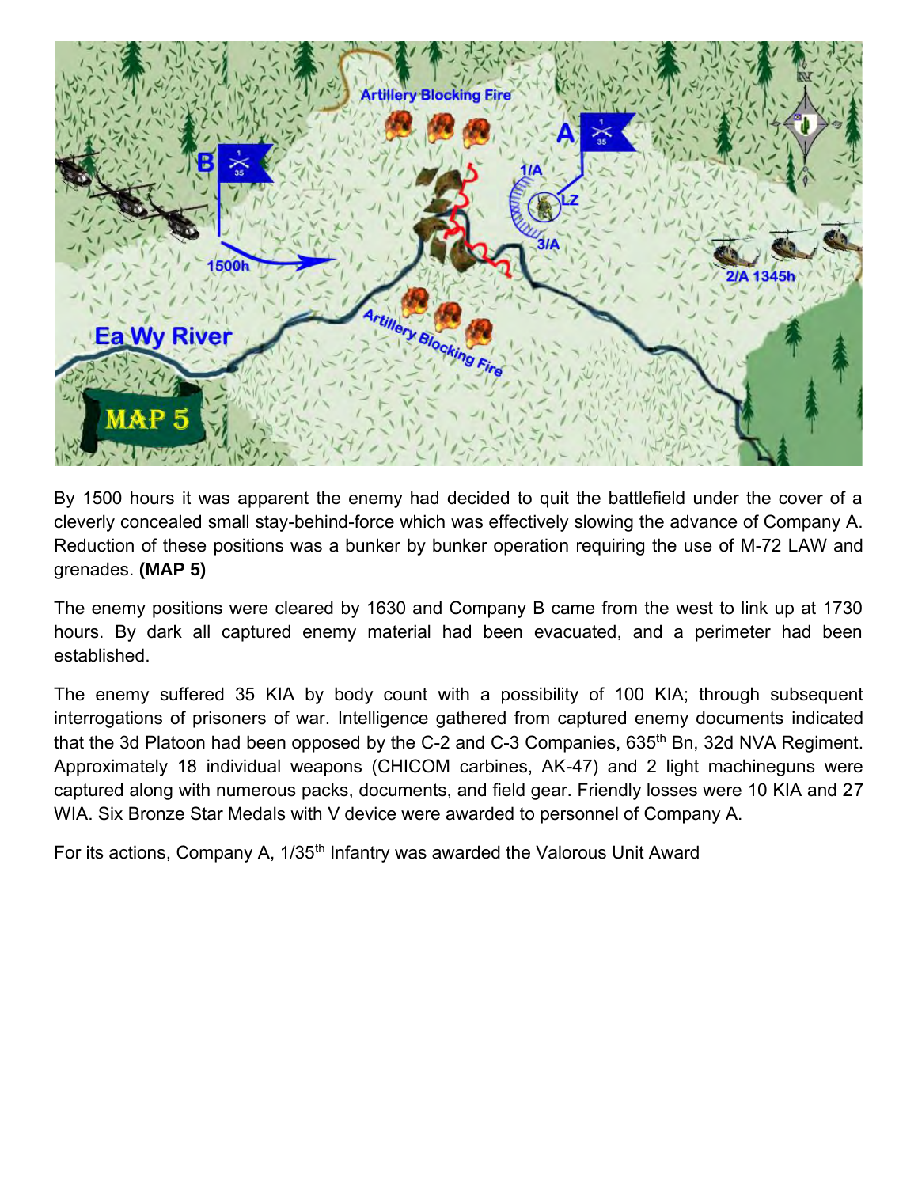By 1500 hours it was apparent the enemy had decided to quit the battlefield under the cover of a cleverly concealed small stay-behind-force which was effectively slowing the advance of Company A. Reduction of these positions was a bunker by bunker operation requiring the use of M-72 LAW and grenades. **(MAP 5)**

The enemy positions were cleared by 1630 and Company B came from the west to link up at 1730 hours. By dark all captured enemy material had been evacuated, and a perimeter had been established.

The enemy suffered 35 KIA by body count with a possibility of 100 KIA; through subsequent interrogations of prisoners of war. Intelligence gathered from captured enemy documents indicated that the 3d Platoon had been opposed by the C-2 and C-3 Companies, 635th Bn, 32d NVA Regiment. Approximately 18 individual weapons (CHICOM carbines, AK-47) and 2 light machineguns were captured along with numerous packs, documents, and field gear. Friendly losses were 10 KIA and 27 WIA. Six Bronze Star Medals with V device were awarded to personnel of Company A.

For its actions, Company A, 1/35th Infantry was awarded the Valorous Unit Award